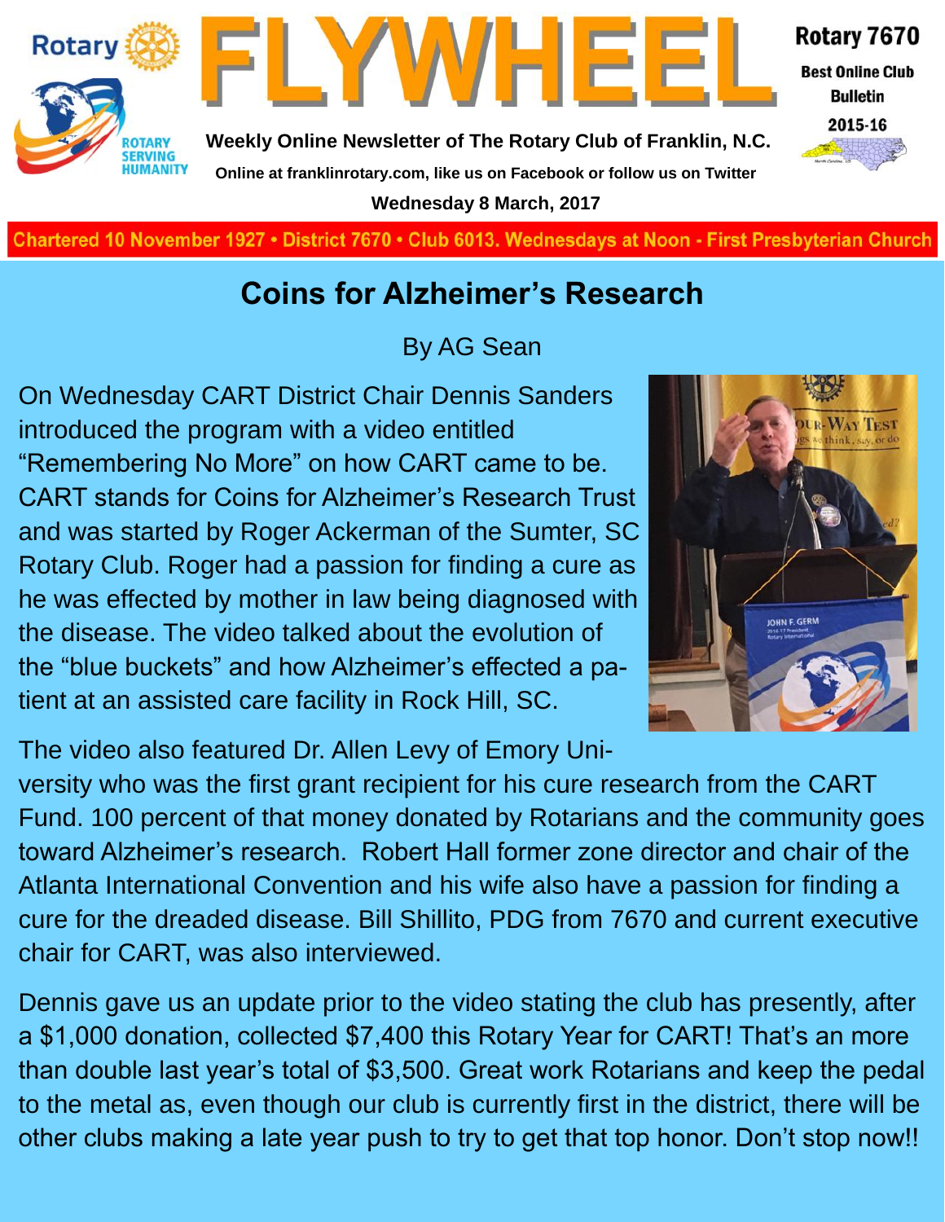# FLYWHEEL

**Rotary 7670**
**Best Online Club Bulletin**
**2015-16**

**Weekly Online Newsletter of The Rotary Club of Franklin, N.C.**

**Online at franklinrotary.com, like us on Facebook or follow us on Twitter**

**Wednesday 8 March, 2017**

**Chartered 10 November 1927 • District 7670 • Club 6013. Wednesdays at Noon - First Presbyterian Church**

## Coins for Alzheimer's Research

By AG Sean

On Wednesday CART District Chair Dennis Sanders introduced the program with a video entitled "Remembering No More" on how CART came to be. CART stands for Coins for Alzheimer's Research Trust and was started by Roger Ackerman of the Sumter, SC Rotary Club. Roger had a passion for finding a cure as he was effected by mother in law being diagnosed with the disease. The video talked about the evolution of the "blue buckets" and how Alzheimer's effected a patient at an assisted care facility in Rock Hill, SC.

The video also featured Dr. Allen Levy of Emory University who was the first grant recipient for his cure research from the CART Fund. 100 percent of that money donated by Rotarians and the community goes toward Alzheimer's research. Robert Hall former zone director and chair of the Atlanta International Convention and his wife also have a passion for finding a cure for the dreaded disease. Bill Shillito, PDG from 7670 and current executive chair for CART, was also interviewed.

Dennis gave us an update prior to the video stating the club has presently, after a $1,000 donation, collected $7,400 this Rotary Year for CART! That's an more than double last year's total of $3,500. Great work Rotarians and keep the pedal to the metal as, even though our club is currently first in the district, there will be other clubs making a late year push to try to get that top honor. Don't stop now!!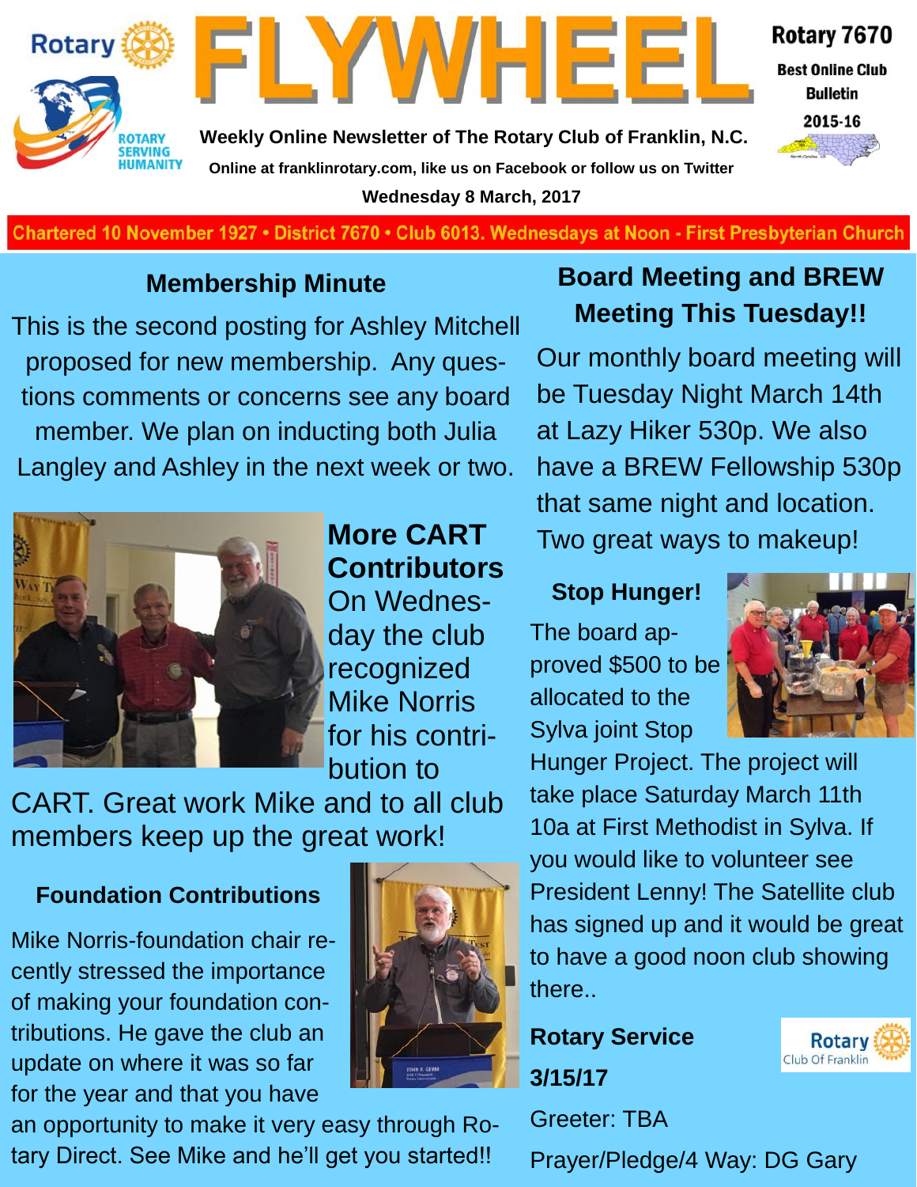# FLYWHEEL

Rotary 7670

Best Online Club Bulletin

2015-16

**Weekly Online Newsletter of The Rotary Club of Franklin, N.C.**

**Online at franklinrotary.com, like us on Facebook or follow us on Twitter**

**Wednesday 8 March, 2017**

Chartered 10 November 1927 • District 7670 • Club 6013. Wednesdays at Noon - First Presbyterian Church

## Membership Minute

This is the second posting for Ashley Mitchell proposed for new membership. Any questions comments or concerns see any board member. We plan on inducting both Julia Langley and Ashley in the next week or two.

## More CART Contributors

On Wednesday the club recognized Mike Norris for his contribution to CART. Great work Mike and to all club members keep up the great work!

## Foundation Contributions

Mike Norris-foundation chair recently stressed the importance of making your foundation contributions. He gave the club an update on where it was so far for the year and that you have an opportunity to make it very easy through Rotary Direct. See Mike and he'll get you started!!

## Board Meeting and BREW Meeting This Tuesday!!

Our monthly board meeting will be Tuesday Night March 14th at Lazy Hiker 530p. We also have a BREW Fellowship 530p that same night and location. Two great ways to makeup!

## Stop Hunger!

The board approved $500 to be allocated to the Sylva joint Stop Hunger Project. The project will take place Saturday March 11th 10a at First Methodist in Sylva. If you would like to volunteer see President Lenny! The Satellite club has signed up and it would be great to have a good noon club showing there..

## Rotary Service

**3/15/17**

Greeter: TBA

Prayer/Pledge/4 Way: DG Gary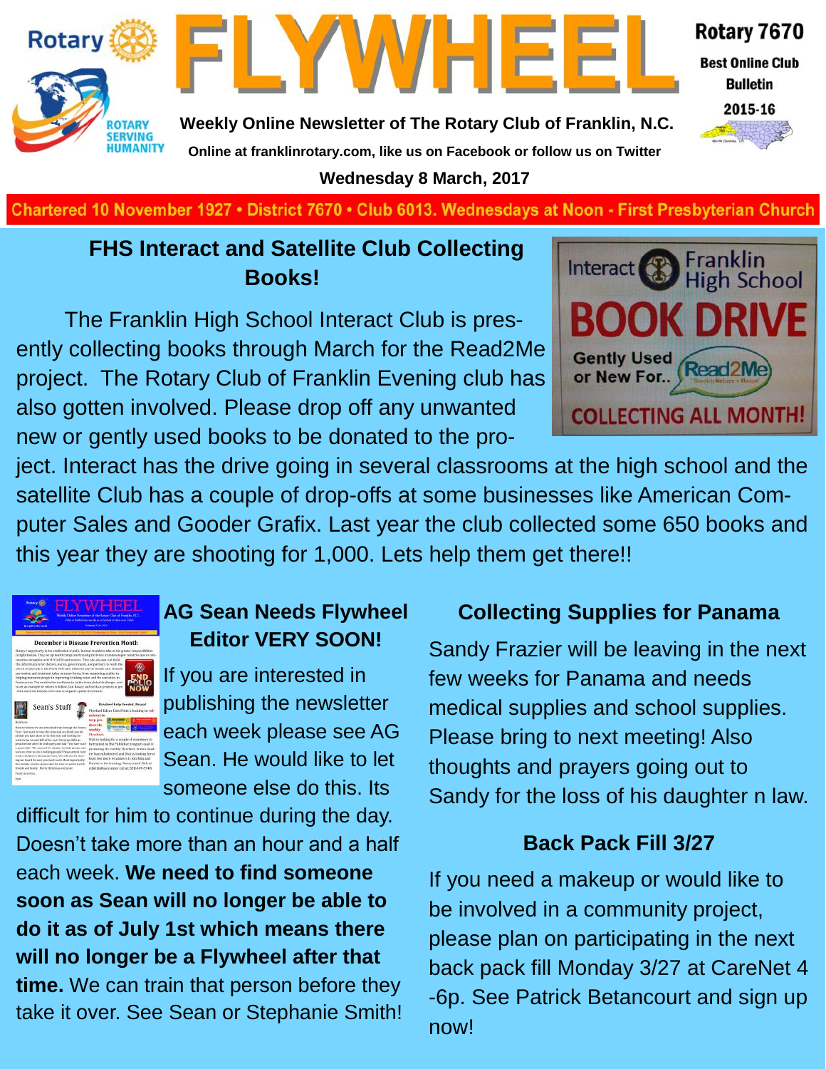# FLYWHEEL

**Weekly Online Newsletter of The Rotary Club of Franklin, N.C.**

Online at franklinrotary.com, like us on Facebook or follow us on Twitter

**Wednesday 8 March, 2017**

Rotary 7670 — Best Online Club Bulletin 2015-16

Chartered 10 November 1927 • District 7670 • Club 6013. Wednesdays at Noon - First Presbyterian Church

## FHS Interact and Satellite Club Collecting Books!

The Franklin High School Interact Club is presently collecting books through March for the Read2Me project. The Rotary Club of Franklin Evening club has also gotten involved. Please drop off any unwanted new or gently used books to be donated to the project. Interact has the drive going in several classrooms at the high school and the satellite Club has a couple of drop-offs at some businesses like American Computer Sales and Gooder Grafix. Last year the club collected some 650 books and this year they are shooting for 1,000. Lets help them get there!!

## AG Sean Needs Flywheel Editor VERY SOON!

If you are interested in publishing the newsletter each week please see AG Sean. He would like to let someone else do this. Its difficult for him to continue during the day. Doesn't take more than an hour and a half each week. **We need to find someone soon as Sean will no longer be able to do it as of July 1st which means there will no longer be a Flywheel after that time.** We can train that person before they take it over. See Sean or Stephanie Smith!

## Collecting Supplies for Panama

Sandy Frazier will be leaving in the next few weeks for Panama and needs medical supplies and school supplies. Please bring to next meeting! Also thoughts and prayers going out to Sandy for the loss of his daughter n law.

## Back Pack Fill 3/27

If you need a makeup or would like to be involved in a community project, please plan on participating in the next back pack fill Monday 3/27 at CareNet 4-6p. See Patrick Betancourt and sign up now!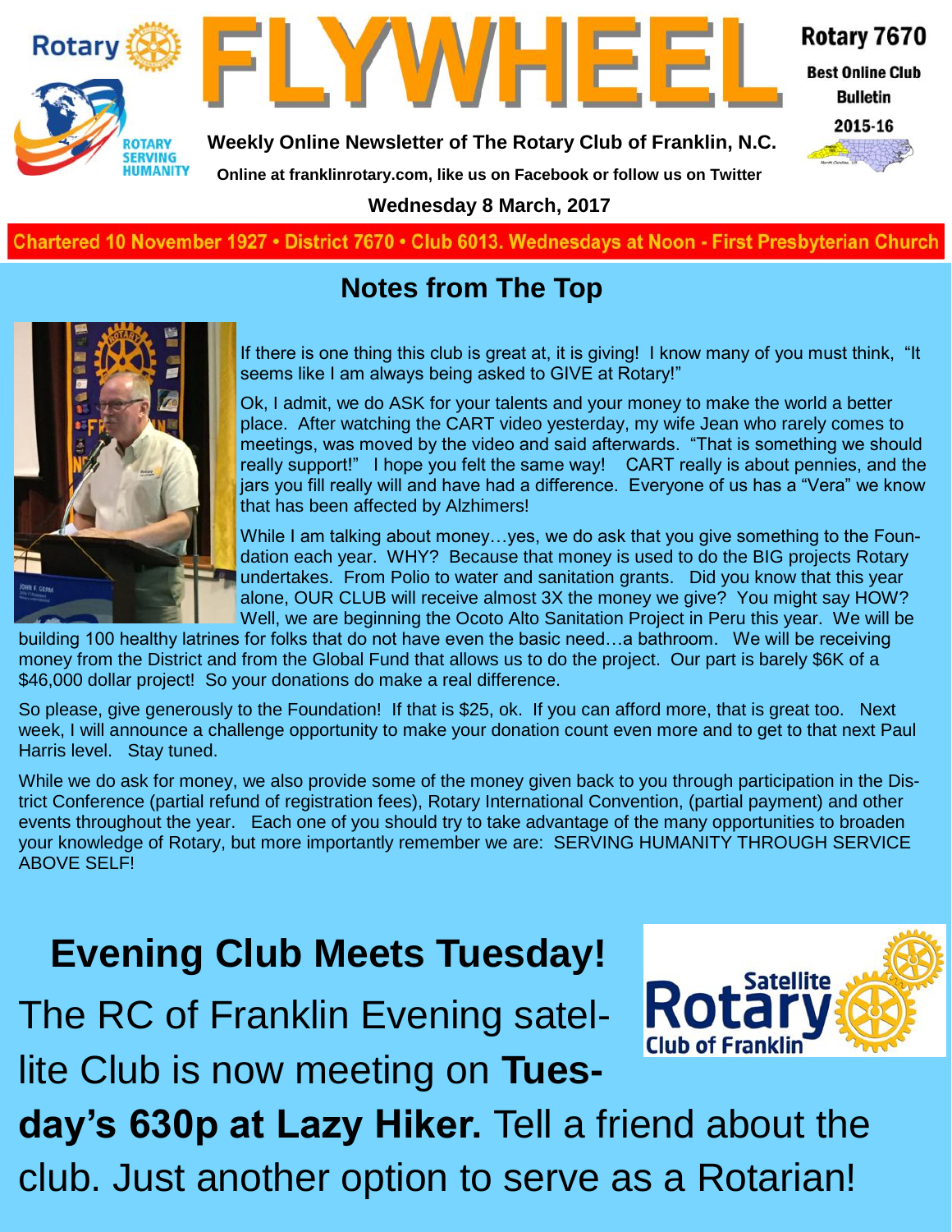Rotary

ROTARY SERVING HUMANITY

# FLYWHEEL

**Weekly Online Newsletter of The Rotary Club of Franklin, N.C.**

**Online at franklinrotary.com, like us on Facebook or follow us on Twitter**

**Wednesday 8 March, 2017**

**Rotary 7670**

**Best Online Club Bulletin**

**2015-16**

Chartered 10 November 1927 • District 7670 • Club 6013. Wednesdays at Noon - First Presbyterian Church

## Notes from The Top

If there is one thing this club is great at, it is giving! I know many of you must think, "It seems like I am always being asked to GIVE at Rotary!"

Ok, I admit, we do ASK for your talents and your money to make the world a better place. After watching the CART video yesterday, my wife Jean who rarely comes to meetings, was moved by the video and said afterwards. "That is something we should really support!" I hope you felt the same way! CART really is about pennies, and the jars you fill really will and have had a difference. Everyone of us has a "Vera" we know that has been affected by Alzhimers!

While I am talking about money…yes, we do ask that you give something to the Foundation each year. WHY? Because that money is used to do the BIG projects Rotary undertakes. From Polio to water and sanitation grants. Did you know that this year alone, OUR CLUB will receive almost 3X the money we give? You might say HOW? Well, we are beginning the Ocoto Alto Sanitation Project in Peru this year. We will be building 100 healthy latrines for folks that do not have even the basic need…a bathroom. We will be receiving money from the District and from the Global Fund that allows us to do the project. Our part is barely $6K of a $46,000 dollar project! So your donations do make a real difference.

So please, give generously to the Foundation! If that is $25, ok. If you can afford more, that is great too. Next week, I will announce a challenge opportunity to make your donation count even more and to get to that next Paul Harris level. Stay tuned.

While we do ask for money, we also provide some of the money given back to you through participation in the District Conference (partial refund of registration fees), Rotary International Convention, (partial payment) and other events throughout the year. Each one of you should try to take advantage of the many opportunities to broaden your knowledge of Rotary, but more importantly remember we are: SERVING HUMANITY THROUGH SERVICE ABOVE SELF!

# Evening Club Meets Tuesday!

Satellite Rotary Club of Franklin

The RC of Franklin Evening satellite Club is now meeting on **Tuesday's 630p at Lazy Hiker.** Tell a friend about the club. Just another option to serve as a Rotarian!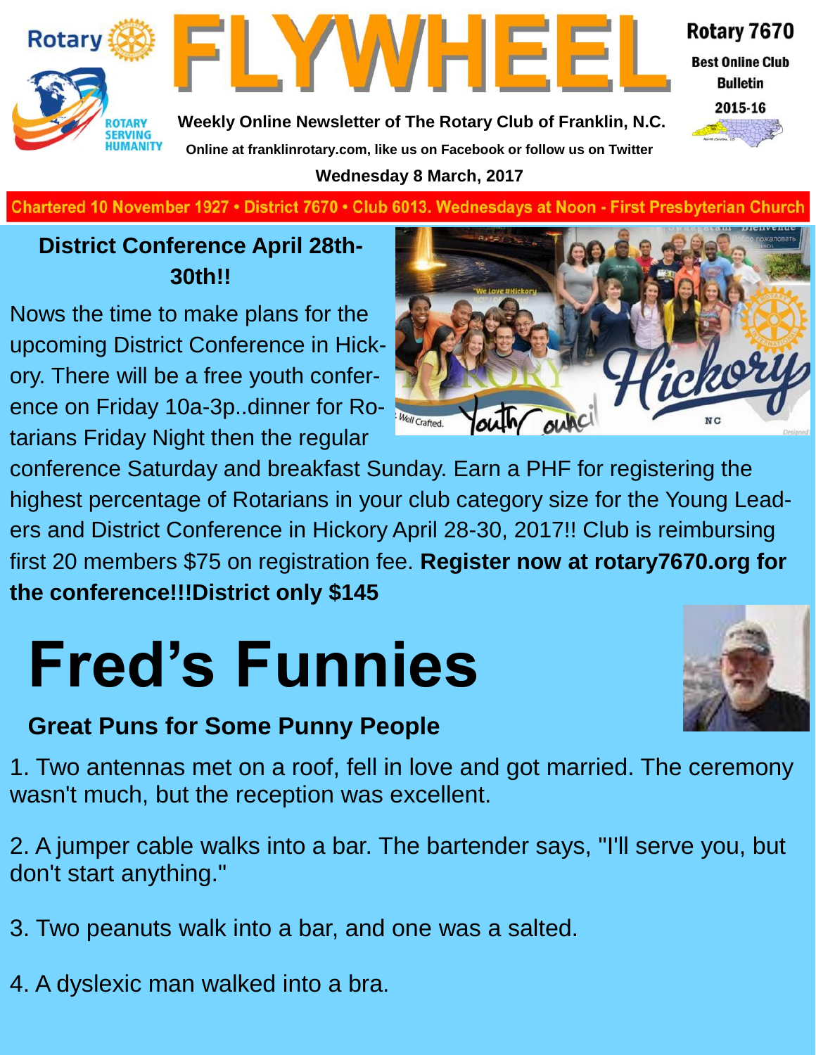# FLYWHEEL

Weekly Online Newsletter of The Rotary Club of Franklin, N.C.

Online at franklinrotary.com, like us on Facebook or follow us on Twitter

Rotary 7670 Best Online Club Bulletin 2015-16

**Wednesday 8 March, 2017**

Chartered 10 November 1927 • District 7670 • Club 6013. Wednesdays at Noon - First Presbyterian Church

## District Conference April 28th-30th!!

Nows the time to make plans for the upcoming District Conference in Hickory. There will be a free youth conference on Friday 10a-3p..dinner for Rotarians Friday Night then the regular conference Saturday and breakfast Sunday. Earn a PHF for registering the highest percentage of Rotarians in your club category size for the Young Leaders and District Conference in Hickory April 28-30, 2017!! Club is reimbursing first 20 members $75 on registration fee. **Register now at rotary7670.org for the conference!!!District only $145**

# Fred's Funnies

### Great Puns for Some Punny People

1. Two antennas met on a roof, fell in love and got married. The ceremony wasn't much, but the reception was excellent.

2. A jumper cable walks into a bar. The bartender says, "I'll serve you, but don't start anything."

3. Two peanuts walk into a bar, and one was a salted.

4. A dyslexic man walked into a bra.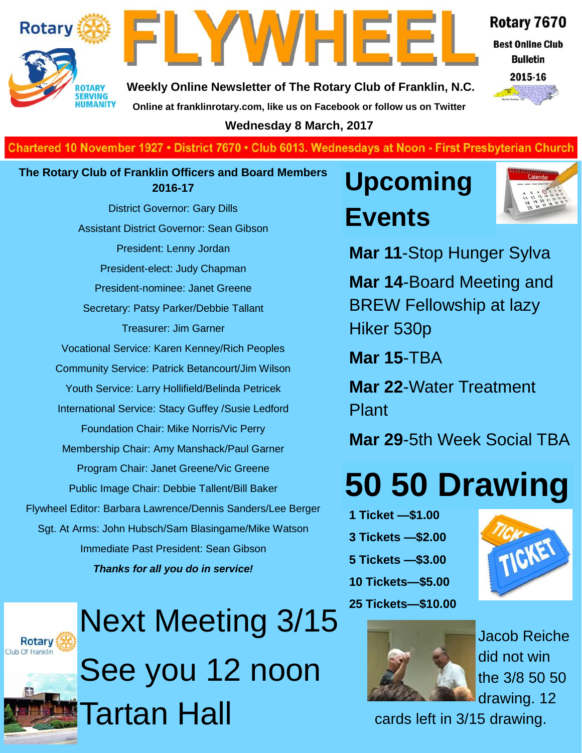# FLYWHEEL

Rotary 7670

Best Online Club Bulletin

2015-16

Weekly Online Newsletter of The Rotary Club of Franklin, N.C.

Online at franklinrotary.com, like us on Facebook or follow us on Twitter

Wednesday 8 March, 2017

Chartered 10 November 1927 • District 7670 • Club 6013. Wednesdays at Noon - First Presbyterian Church

**The Rotary Club of Franklin Officers and Board Members 2016-17**

District Governor: Gary Dills

Assistant District Governor: Sean Gibson

President: Lenny Jordan

President-elect: Judy Chapman

President-nominee: Janet Greene

Secretary: Patsy Parker/Debbie Tallant

Treasurer: Jim Garner

Vocational Service: Karen Kenney/Rich Peoples

Community Service: Patrick Betancourt/Jim Wilson

Youth Service: Larry Hollifield/Belinda Petricek

International Service: Stacy Guffey /Susie Ledford

Foundation Chair: Mike Norris/Vic Perry

Membership Chair: Amy Manshack/Paul Garner

Program Chair: Janet Greene/Vic Greene

Public Image Chair: Debbie Tallent/Bill Baker

Flywheel Editor: Barbara Lawrence/Dennis Sanders/Lee Berger

Sgt. At Arms: John Hubsch/Sam Blasingame/Mike Watson

Immediate Past President: Sean Gibson

***Thanks for all you do in service!***

# Next Meeting 3/15
# See you 12 noon
# Tartan Hall

## Upcoming Events

**Mar 11**-Stop Hunger Sylva

**Mar 14**-Board Meeting and BREW Fellowship at lazy Hiker 530p

**Mar 15**-TBA

**Mar 22**-Water Treatment Plant

**Mar 29**-5th Week Social TBA

## 50 50 Drawing

**1 Ticket —$1.00**

**3 Tickets —$2.00**

**5 Tickets —$3.00**

**10 Tickets—$5.00**

**25 Tickets—$10.00**

Jacob Reiche did not win the 3/8 50 50 drawing. 12 cards left in 3/15 drawing.